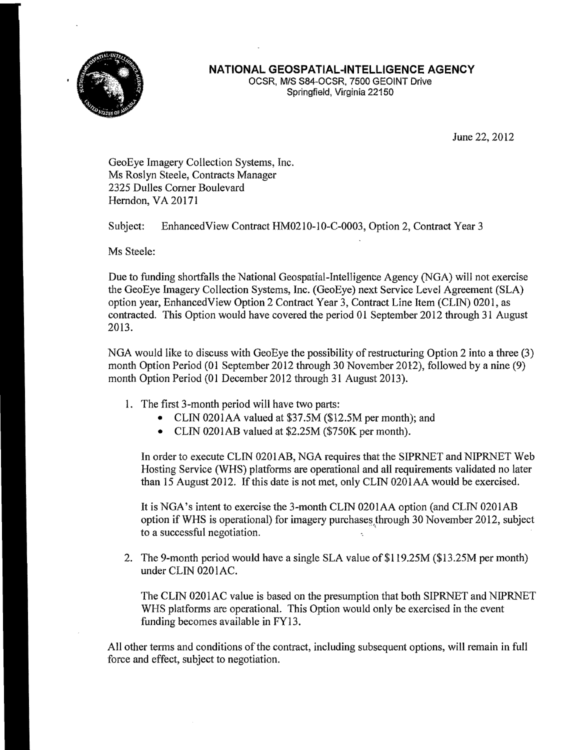**NATIONAL GEOSPATIAL-INTELLIGENCE AGENCY**
OCSR, M/S S84-OCSR, 7500 GEOINT Drive
Springfield, Virginia 22150

June 22, 2012

GeoEye Imagery Collection Systems, Inc.
Ms Roslyn Steele, Contracts Manager
2325 Dulles Corner Boulevard
Herndon, VA 20171

Subject: EnhancedView Contract HM0210-10-C-0003, Option 2, Contract Year 3

Ms Steele:

Due to funding shortfalls the National Geospatial-Intelligence Agency (NGA) will not exercise the GeoEye Imagery Collection Systems, Inc. (GeoEye) next Service Level Agreement (SLA) option year, EnhancedView Option 2 Contract Year 3, Contract Line Item (CLIN) 0201, as contracted. This Option would have covered the period 01 September 2012 through 31 August 2013.

NGA would like to discuss with GeoEye the possibility of restructuring Option 2 into a three (3) month Option Period (01 September 2012 through 30 November 2012), followed by a nine (9) month Option Period (01 December 2012 through 31 August 2013).

1. The first 3-month period will have two parts:
   - CLIN 0201AA valued at $37.5M ($12.5M per month); and
   - CLIN 0201AB valued at $2.25M ($750K per month).

   In order to execute CLIN 0201AB, NGA requires that the SIPRNET and NIPRNET Web Hosting Service (WHS) platforms are operational and all requirements validated no later than 15 August 2012. If this date is not met, only CLIN 0201AA would be exercised.

   It is NGA's intent to exercise the 3-month CLIN 0201AA option (and CLIN 0201AB option if WHS is operational) for imagery purchases through 30 November 2012, subject to a successful negotiation.

2. The 9-month period would have a single SLA value of $119.25M ($13.25M per month) under CLIN 0201AC.

   The CLIN 0201AC value is based on the presumption that both SIPRNET and NIPRNET WHS platforms are operational. This Option would only be exercised in the event funding becomes available in FY13.

All other terms and conditions of the contract, including subsequent options, will remain in full force and effect, subject to negotiation.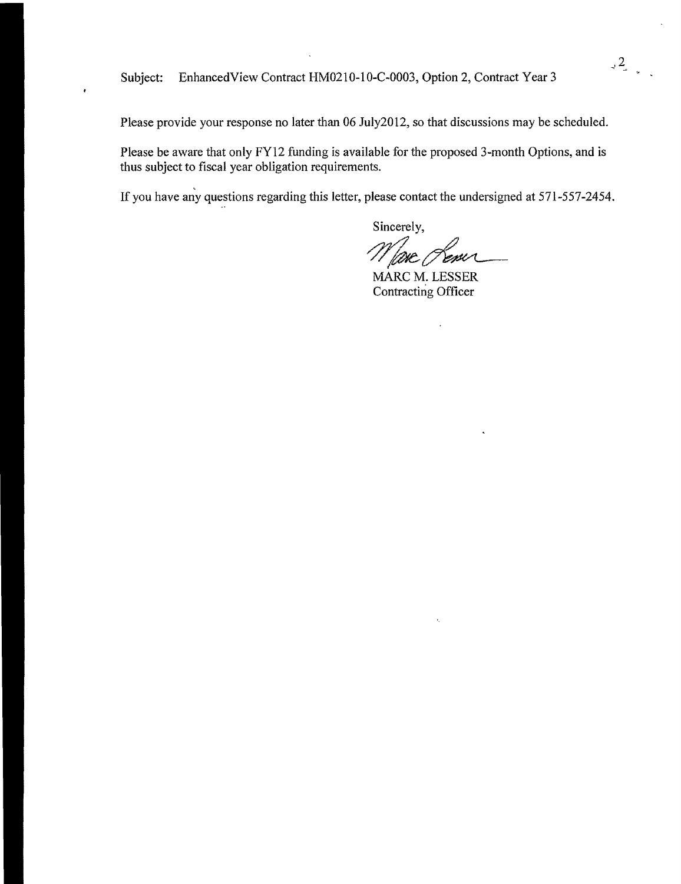Subject: EnhancedView Contract HM0210-10-C-0003, Option 2, Contract Year 3

Please provide your response no later than 06 July2012, so that discussions may be scheduled.

Please be aware that only FY12 funding is available for the proposed 3-month Options, and is thus subject to fiscal year obligation requirements.

If you have any questions regarding this letter, please contact the undersigned at 571-557-2454.

Sincerely,

MARC M. LESSER
Contracting Officer